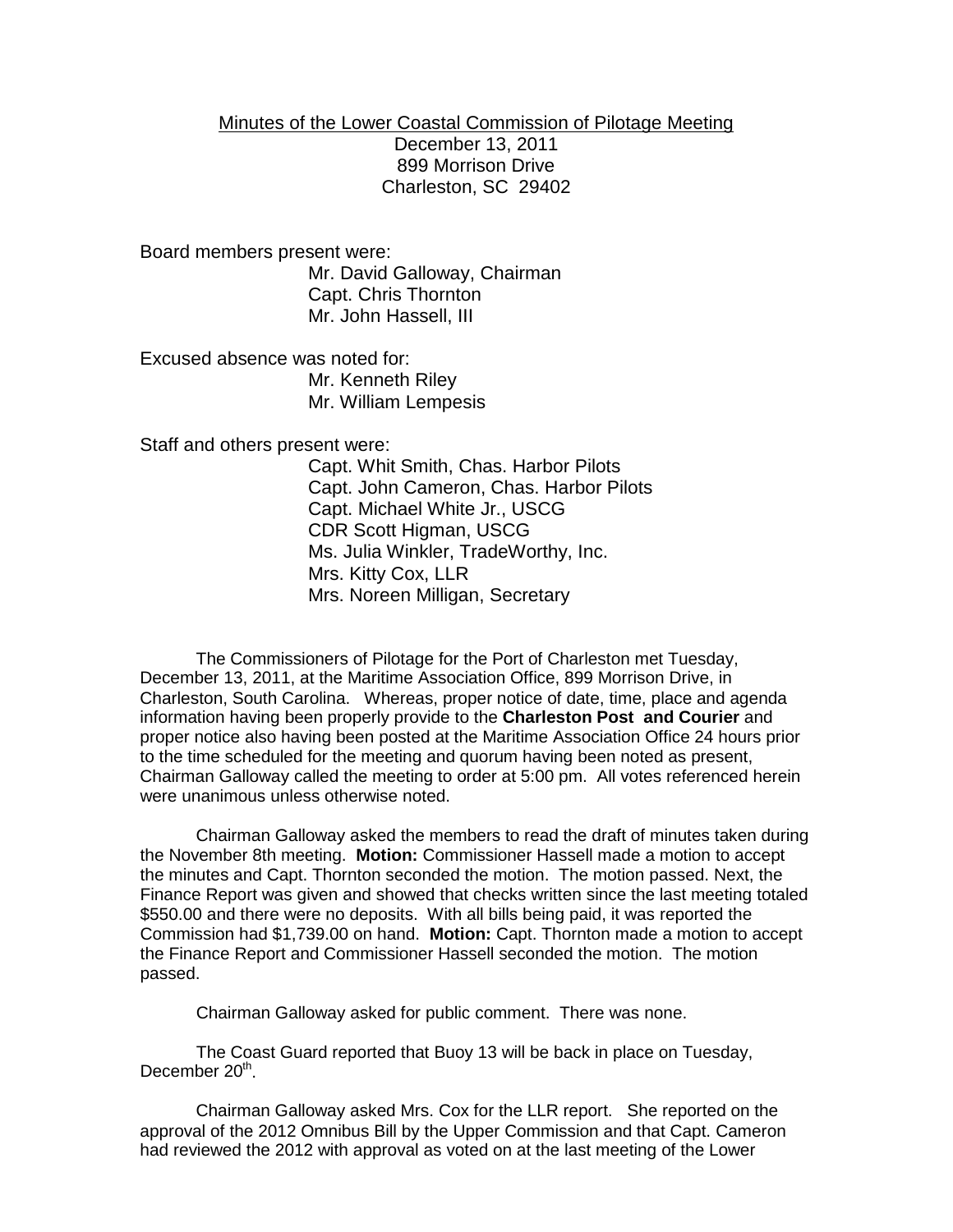<u>Minutes of the Lower Coastal Commission of Pilotage Meeting</u>
December 13, 2011
899 Morrison Drive
Charleston, SC 29402

Board members present were:

Mr. David Galloway, Chairman
Capt. Chris Thornton
Mr. John Hassell, III

Excused absence was noted for:

Mr. Kenneth Riley
Mr. William Lempesis

Staff and others present were:

Capt. Whit Smith, Chas. Harbor Pilots
Capt. John Cameron, Chas. Harbor Pilots
Capt. Michael White Jr., USCG
CDR Scott Higman, USCG
Ms. Julia Winkler, TradeWorthy, Inc.
Mrs. Kitty Cox, LLR
Mrs. Noreen Milligan, Secretary

The Commissioners of Pilotage for the Port of Charleston met Tuesday, December 13, 2011, at the Maritime Association Office, 899 Morrison Drive, in Charleston, South Carolina. Whereas, proper notice of date, time, place and agenda information having been properly provide to the **Charleston Post and Courier** and proper notice also having been posted at the Maritime Association Office 24 hours prior to the time scheduled for the meeting and quorum having been noted as present, Chairman Galloway called the meeting to order at 5:00 pm. All votes referenced herein were unanimous unless otherwise noted.

Chairman Galloway asked the members to read the draft of minutes taken during the November 8th meeting. **Motion:** Commissioner Hassell made a motion to accept the minutes and Capt. Thornton seconded the motion. The motion passed. Next, the Finance Report was given and showed that checks written since the last meeting totaled \$550.00 and there were no deposits. With all bills being paid, it was reported the Commission had \$1,739.00 on hand. **Motion:** Capt. Thornton made a motion to accept the Finance Report and Commissioner Hassell seconded the motion. The motion passed.

Chairman Galloway asked for public comment. There was none.

The Coast Guard reported that Buoy 13 will be back in place on Tuesday, December 20th.

Chairman Galloway asked Mrs. Cox for the LLR report. She reported on the approval of the 2012 Omnibus Bill by the Upper Commission and that Capt. Cameron had reviewed the 2012 with approval as voted on at the last meeting of the Lower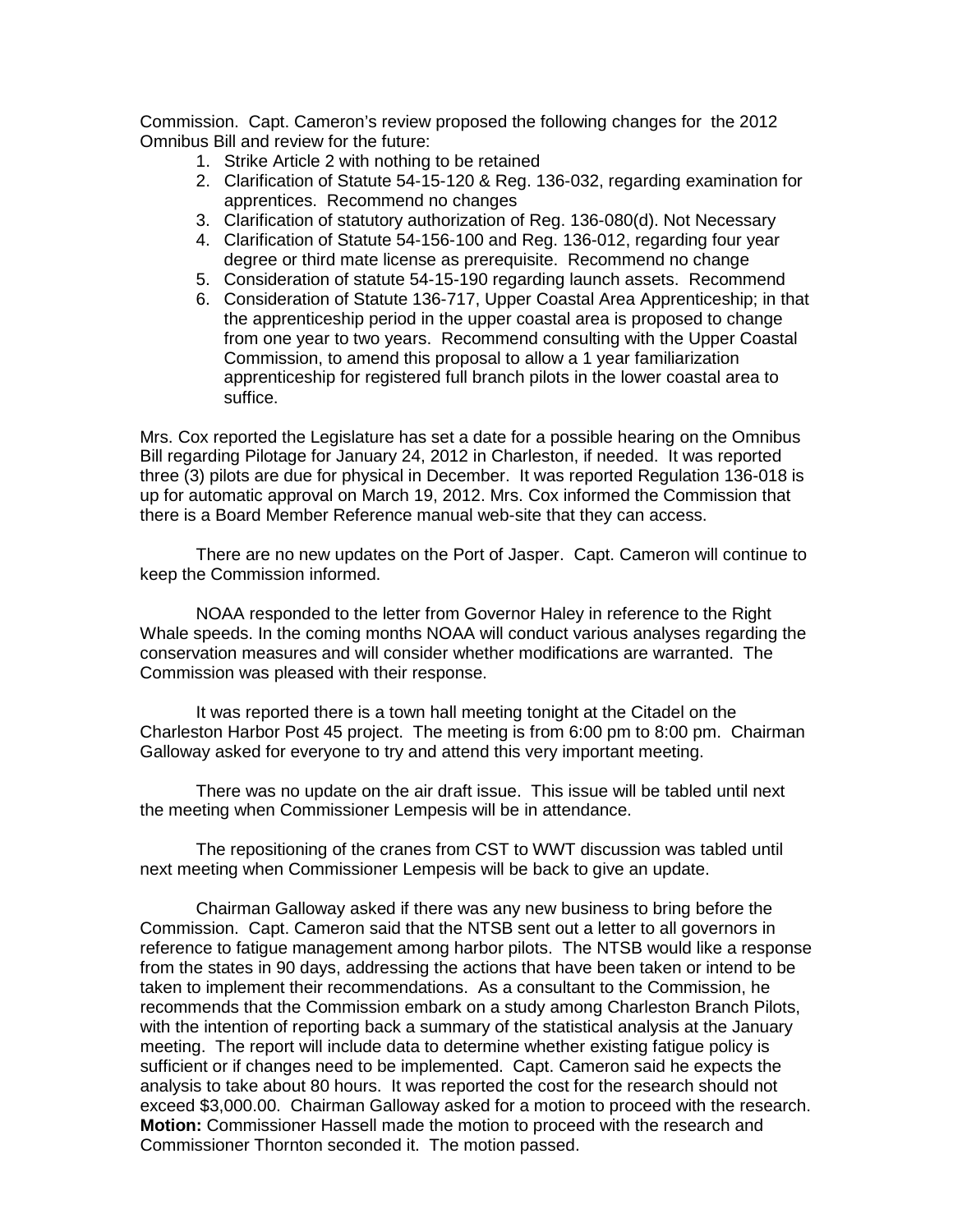Commission. Capt. Cameron's review proposed the following changes for the 2012 Omnibus Bill and review for the future:

1. Strike Article 2 with nothing to be retained
2. Clarification of Statute 54-15-120 & Reg. 136-032, regarding examination for apprentices. Recommend no changes
3. Clarification of statutory authorization of Reg. 136-080(d). Not Necessary
4. Clarification of Statute 54-156-100 and Reg. 136-012, regarding four year degree or third mate license as prerequisite. Recommend no change
5. Consideration of statute 54-15-190 regarding launch assets. Recommend
6. Consideration of Statute 136-717, Upper Coastal Area Apprenticeship; in that the apprenticeship period in the upper coastal area is proposed to change from one year to two years. Recommend consulting with the Upper Coastal Commission, to amend this proposal to allow a 1 year familiarization apprenticeship for registered full branch pilots in the lower coastal area to suffice.

Mrs. Cox reported the Legislature has set a date for a possible hearing on the Omnibus Bill regarding Pilotage for January 24, 2012 in Charleston, if needed. It was reported three (3) pilots are due for physical in December. It was reported Regulation 136-018 is up for automatic approval on March 19, 2012. Mrs. Cox informed the Commission that there is a Board Member Reference manual web-site that they can access.

There are no new updates on the Port of Jasper. Capt. Cameron will continue to keep the Commission informed.

NOAA responded to the letter from Governor Haley in reference to the Right Whale speeds. In the coming months NOAA will conduct various analyses regarding the conservation measures and will consider whether modifications are warranted. The Commission was pleased with their response.

It was reported there is a town hall meeting tonight at the Citadel on the Charleston Harbor Post 45 project. The meeting is from 6:00 pm to 8:00 pm. Chairman Galloway asked for everyone to try and attend this very important meeting.

There was no update on the air draft issue. This issue will be tabled until next the meeting when Commissioner Lempesis will be in attendance.

The repositioning of the cranes from CST to WWT discussion was tabled until next meeting when Commissioner Lempesis will be back to give an update.

Chairman Galloway asked if there was any new business to bring before the Commission. Capt. Cameron said that the NTSB sent out a letter to all governors in reference to fatigue management among harbor pilots. The NTSB would like a response from the states in 90 days, addressing the actions that have been taken or intend to be taken to implement their recommendations. As a consultant to the Commission, he recommends that the Commission embark on a study among Charleston Branch Pilots, with the intention of reporting back a summary of the statistical analysis at the January meeting. The report will include data to determine whether existing fatigue policy is sufficient or if changes need to be implemented. Capt. Cameron said he expects the analysis to take about 80 hours. It was reported the cost for the research should not exceed $3,000.00. Chairman Galloway asked for a motion to proceed with the research. **Motion:** Commissioner Hassell made the motion to proceed with the research and Commissioner Thornton seconded it. The motion passed.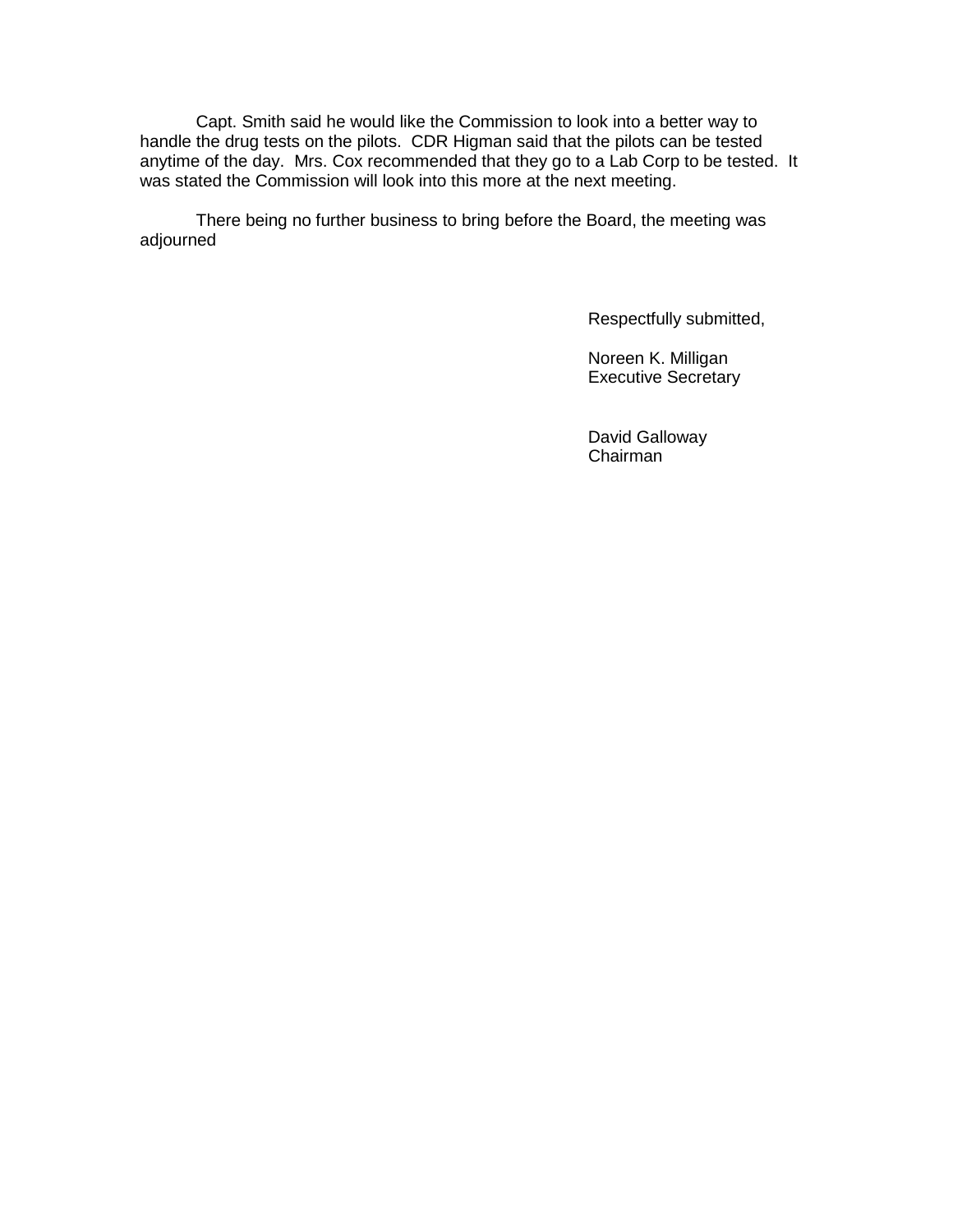Capt. Smith said he would like the Commission to look into a better way to handle the drug tests on the pilots. CDR Higman said that the pilots can be tested anytime of the day. Mrs. Cox recommended that they go to a Lab Corp to be tested. It was stated the Commission will look into this more at the next meeting.

There being no further business to bring before the Board, the meeting was adjourned

Respectfully submitted,

Noreen K. Milligan
Executive Secretary

David Galloway
Chairman